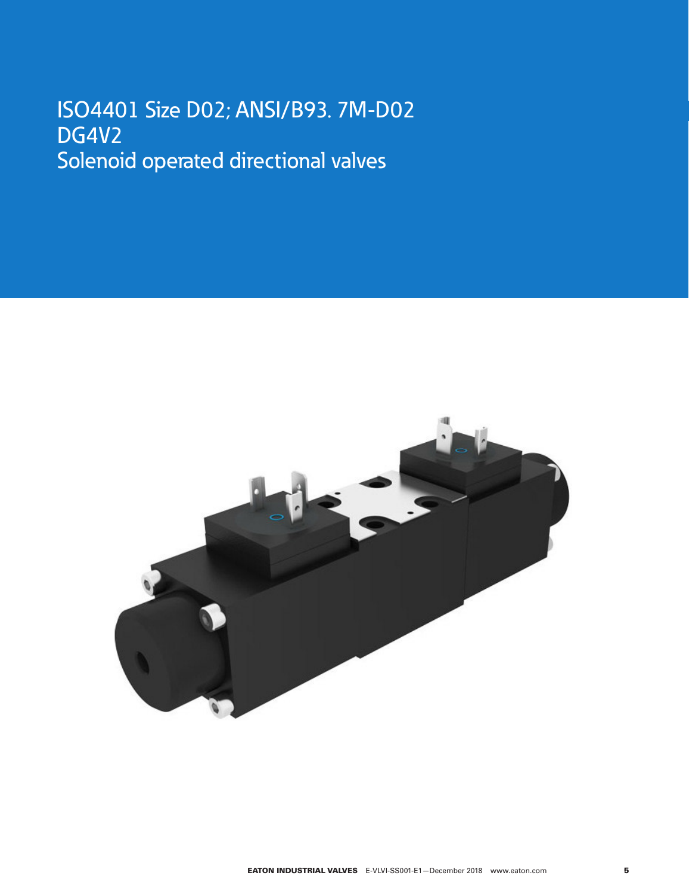# ISO4401 Size D02; ANSI/B93. 7M-D02
# DG4V2
# Solenoid operated directional valves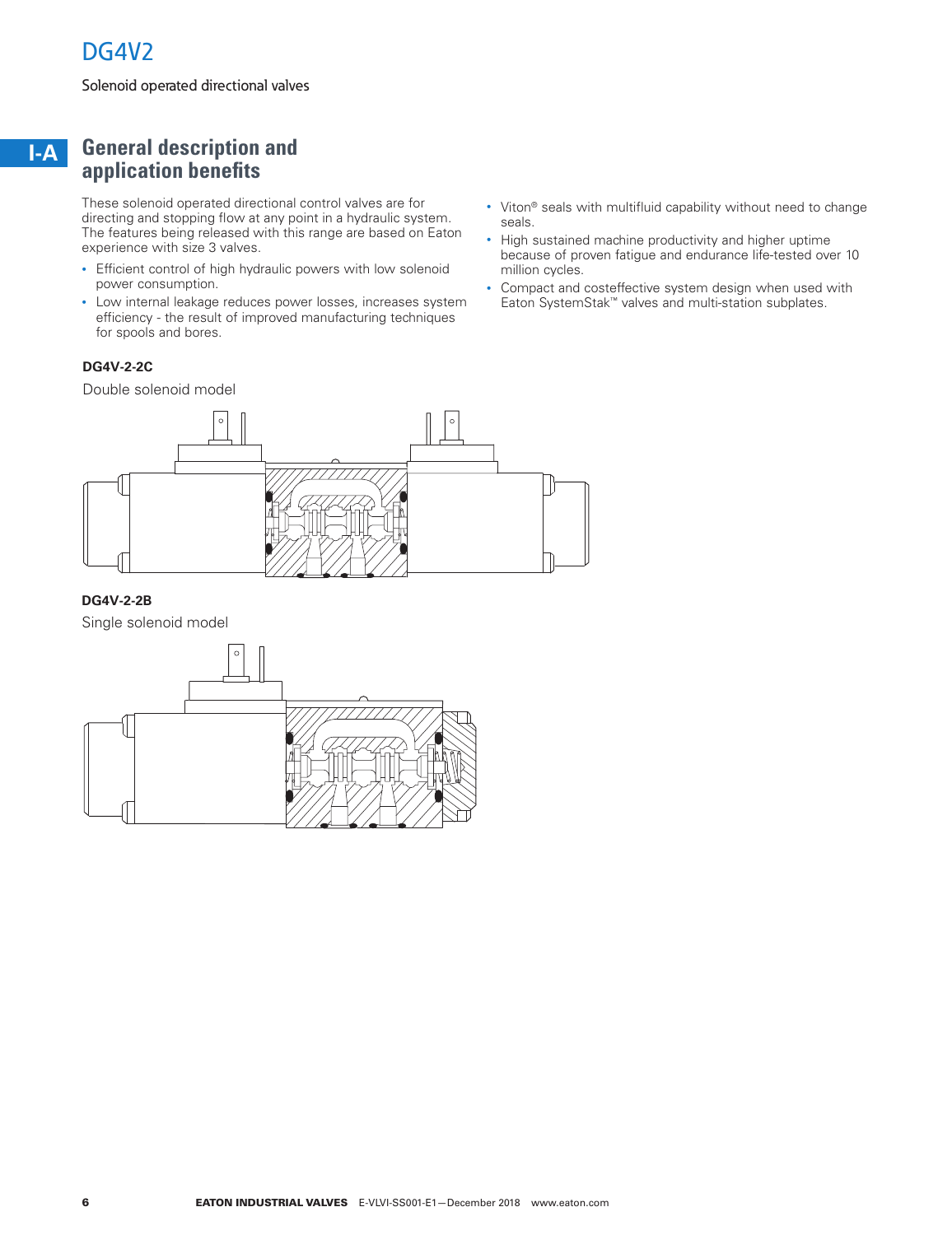# DG4V2

Solenoid operated directional valves

I-A

## General description and application benefits

These solenoid operated directional control valves are for directing and stopping flow at any point in a hydraulic system. The features being released with this range are based on Eaton experience with size 3 valves.

- Efficient control of high hydraulic powers with low solenoid power consumption.
- Low internal leakage reduces power losses, increases system efficiency - the result of improved manufacturing techniques for spools and bores.
- Viton® seals with multifluid capability without need to change seals.
- High sustained machine productivity and higher uptime because of proven fatigue and endurance life-tested over 10 million cycles.
- Compact and costeffective system design when used with Eaton SystemStak™ valves and multi-station subplates.

**DG4V-2-2C**

Double solenoid model

**DG4V-2-2B**

Single solenoid model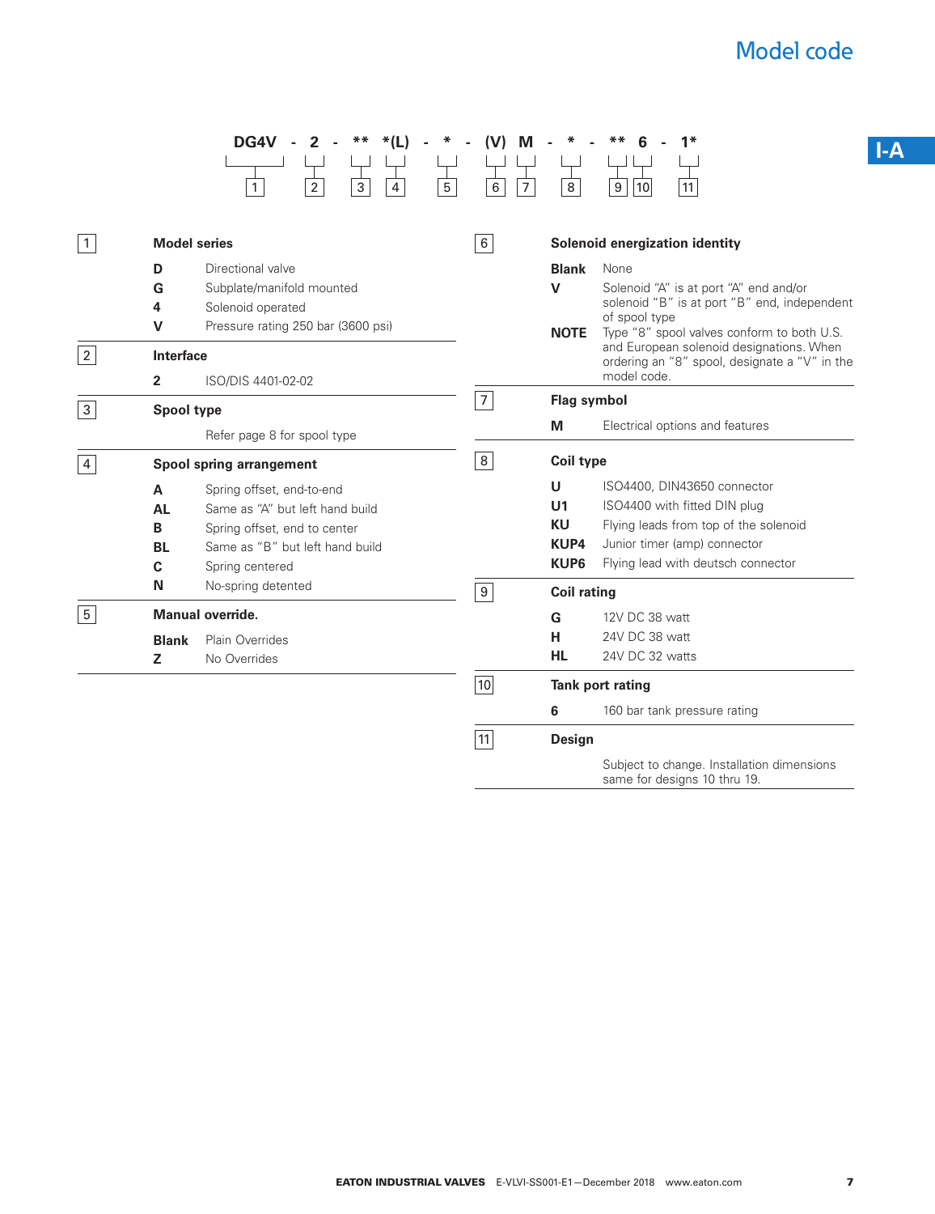# Model code

I-A

```
DG4V - 2 - ** *(L) - * - (V) M - * - ** 6 - 1*
  1    2    3    4     5    6   7    8    9  10   11
```

**1** **Model series**

| | |
|---|---|
| **D** | Directional valve |
| **G** | Subplate/manifold mounted |
| **4** | Solenoid operated |
| **V** | Pressure rating 250 bar (3600 psi) |

**2** **Interface**

| | |
|---|---|
| **2** | ISO/DIS 4401-02-02 |

**3** **Spool type**

Refer page 8 for spool type

**4** **Spool spring arrangement**

| | |
|---|---|
| **A** | Spring offset, end-to-end |
| **AL** | Same as "A" but left hand build |
| **B** | Spring offset, end to center |
| **BL** | Same as "B" but left hand build |
| **C** | Spring centered |
| **N** | No-spring detented |

**5** **Manual override.**

| | |
|---|---|
| **Blank** | Plain Overrides |
| **Z** | No Overrides |

**6** **Solenoid energization identity**

| | |
|---|---|
| **Blank** | None |
| **V** | Solenoid "A" is at port "A" end and/or solenoid "B" is at port "B" end, independent of spool type |
| **NOTE** | Type "8" spool valves conform to both U.S. and European solenoid designations. When ordering an "8" spool, designate a "V" in the model code. |

**7** **Flag symbol**

| | |
|---|---|
| **M** | Electrical options and features |

**8** **Coil type**

| | |
|---|---|
| **U** | ISO4400, DIN43650 connector |
| **U1** | ISO4400 with fitted DIN plug |
| **KU** | Flying leads from top of the solenoid |
| **KUP4** | Junior timer (amp) connector |
| **KUP6** | Flying lead with deutsch connector |

**9** **Coil rating**

| | |
|---|---|
| **G** | 12V DC 38 watt |
| **H** | 24V DC 38 watt |
| **HL** | 24V DC 32 watts |

**10** **Tank port rating**

| | |
|---|---|
| **6** | 160 bar tank pressure rating |

**11** **Design**

Subject to change. Installation dimensions same for designs 10 thru 19.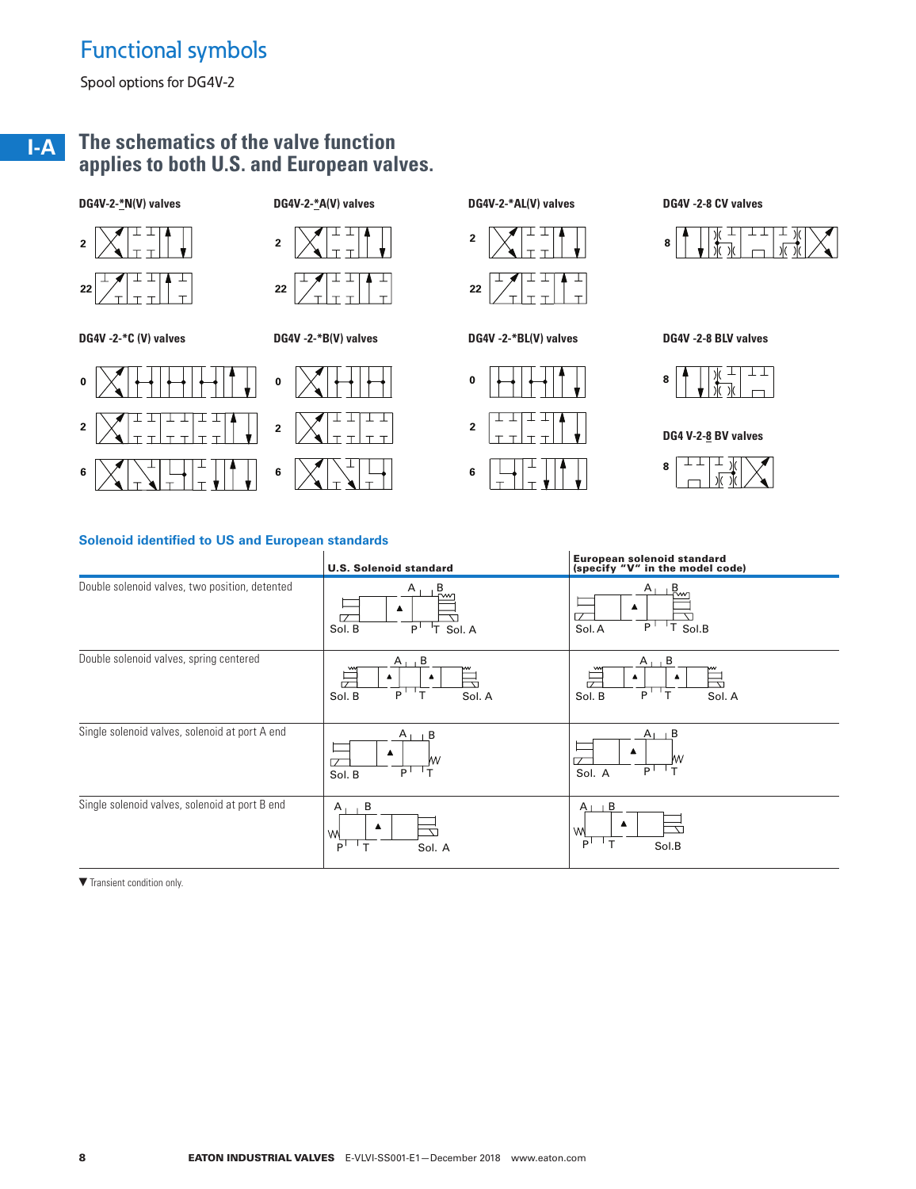# Functional symbols

Spoool options for DG4V-2

I-A

## The schematics of the valve function applies to both U.S. and European valves.

DG4V-2-*N(V) valves

2

22

DG4V-2-*A(V) valves

2

22

DG4V-2-*AL(V) valves

2

22

DG4V -2-8 CV valves

8

DG4V -2-*C (V) valves

0

2

6

DG4V -2-*B(V) valves

0

2

6

DG4V -2-*BL(V) valves

0

2

6

DG4V -2-8 BLV valves

8

DG4 V-2-8 BV valves

8

### Solenoid identified to US and European standards

| | U.S. Solenoid standard | European solenoid standard (specify "V" in the model code) |
|---|---|---|
| Double solenoid valves, two position, detented | A B ▲ Sol. B P T Sol. A | A B ▲ Sol. A P T Sol.B |
| Double solenoid valves, spring centered | A B ▲ ▲ Sol. B P T Sol. A | A B ▲ ▲ Sol. B P T Sol. A |
| Single solenoid valves, solenoid at port A end | A B ▲ Sol. B P T | A B ▲ Sol. A P T |
| Single solenoid valves, solenoid at port B end | A B ▲ P T Sol. A | A B ▲ P T Sol.B |

▼ Transient condition only.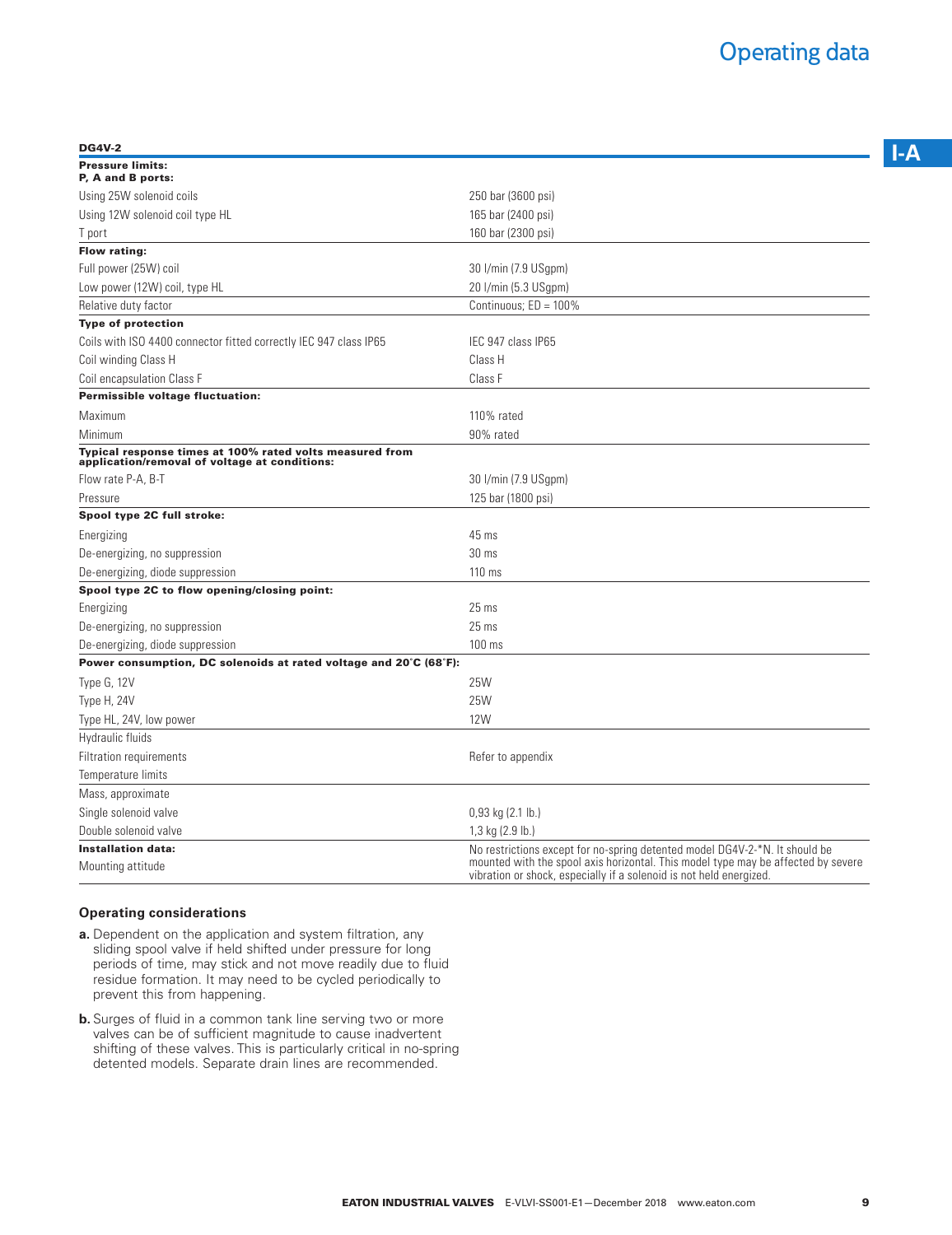# Operating data

| DG4V-2 | |
|---|---|
| **Pressure limits:** | |
| **P, A and B ports:** | |
| Using 25W solenoid coils | 250 bar (3600 psi) |
| Using 12W solenoid coil type HL | 165 bar (2400 psi) |
| T port | 160 bar (2300 psi) |
| **Flow rating:** | |
| Full power (25W) coil | 30 l/min (7.9 USgpm) |
| Low power (12W) coil, type HL | 20 l/min (5.3 USgpm) |
| Relative duty factor | Continuous; ED = 100% |
| **Type of protection** | |
| Coils with ISO 4400 connector fitted correctly IEC 947 class IP65 | IEC 947 class IP65 |
| Coil winding Class H | Class H |
| Coil encapsulation Class F | Class F |
| **Permissible voltage fluctuation:** | |
| Maximum | 110% rated |
| Minimum | 90% rated |
| **Typical response times at 100% rated volts measured from application/removal of voltage at conditions:** | |
| Flow rate P-A, B-T | 30 l/min (7.9 USgpm) |
| Pressure | 125 bar (1800 psi) |
| **Spool type 2C full stroke:** | |
| Energizing | 45 ms |
| De-energizing, no suppression | 30 ms |
| De-energizing, diode suppression | 110 ms |
| **Spool type 2C to flow opening/closing point:** | |
| Energizing | 25 ms |
| De-energizing, no suppression | 25 ms |
| De-energizing, diode suppression | 100 ms |
| **Power consumption, DC solenoids at rated voltage and 20°C (68°F):** | |
| Type G, 12V | 25W |
| Type H, 24V | 25W |
| Type HL, 24V, low power | 12W |
| Hydraulic fluids | |
| Filtration requirements | Refer to appendix |
| Temperature limits | |
| Mass, approximate | |
| Single solenoid valve | 0,93 kg (2.1 lb.) |
| Double solenoid valve | 1,3 kg (2.9 lb.) |
| **Installation data:** | |
| Mounting attitude | No restrictions except for no-spring detented model DG4V-2-*N. It should be mounted with the spool axis horizontal. This model type may be affected by severe vibration or shock, especially if a solenoid is not held energized. |

### Operating considerations

**a.** Dependent on the application and system filtration, any sliding spool valve if held shifted under pressure for long periods of time, may stick and not move readily due to fluid residue formation. It may need to be cycled periodically to prevent this from happening.

**b.** Surges of fluid in a common tank line serving two or more valves can be of sufficient magnitude to cause inadvertent shifting of these valves. This is particularly critical in no-spring detented models. Separate drain lines are recommended.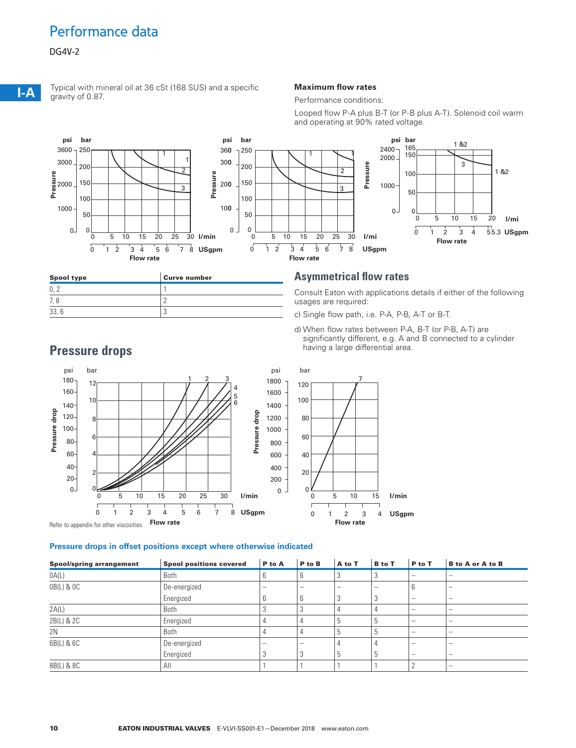# Performance data

DG4V-2

Typical with mineral oil at 36 cSt (168 SUS) and a specific gravity of 0.87.

### Maximum flow rates

Performance conditions:

Looped flow P-A plus B-T (or P-B plus A-T). Solenoid coil warm and operating at 90% rated voltage.

| Spool type | Curve number |
|---|---|
| 0, 2 | 1 |
| 7, 8 | 2 |
| 33, 6 | 3 |

## Asymmetrical flow rates

Consult Eaton with applications details if either of the following usages are required:

c) Single flow path, i.e. P-A, P-B, A-T or B-T.

d) When flow rates between P-A, B-T (or P-B, A-T) are significantly different, e.g. A and B connected to a cylinder having a large differential area.

## Pressure drops

Refer to appendix for other viscosities

### Pressure drops in offset positions except where otherwise indicated

| Spool/spring arrangement | Spool positions covered | P to A | P to B | A to T | B to T | P to T | B to A or A to B |
|---|---|---|---|---|---|---|---|
| 0A(L) | Both | 6 | 6 | 3 | 3 | – | – |
| 0B(L) & 0C | De-energized | – | – | – | – | 6 | – |
| | Energized | 6 | 6 | 3 | 3 | – | – |
| 2A(L) | Both | 3 | 3 | 4 | 4 | – | – |
| 2B(L) & 2C | Energized | 4 | 4 | 5 | 5 | – | – |
| 2N | Both | 4 | 4 | 5 | 5 | – | – |
| 6B(L) & 6C | De-energized | – | – | 4 | 4 | – | – |
| | Energized | 3 | 3 | 5 | 5 | – | – |
| 8B(L) & 8C | All | 1 | 1 | 1 | 1 | 2 | – |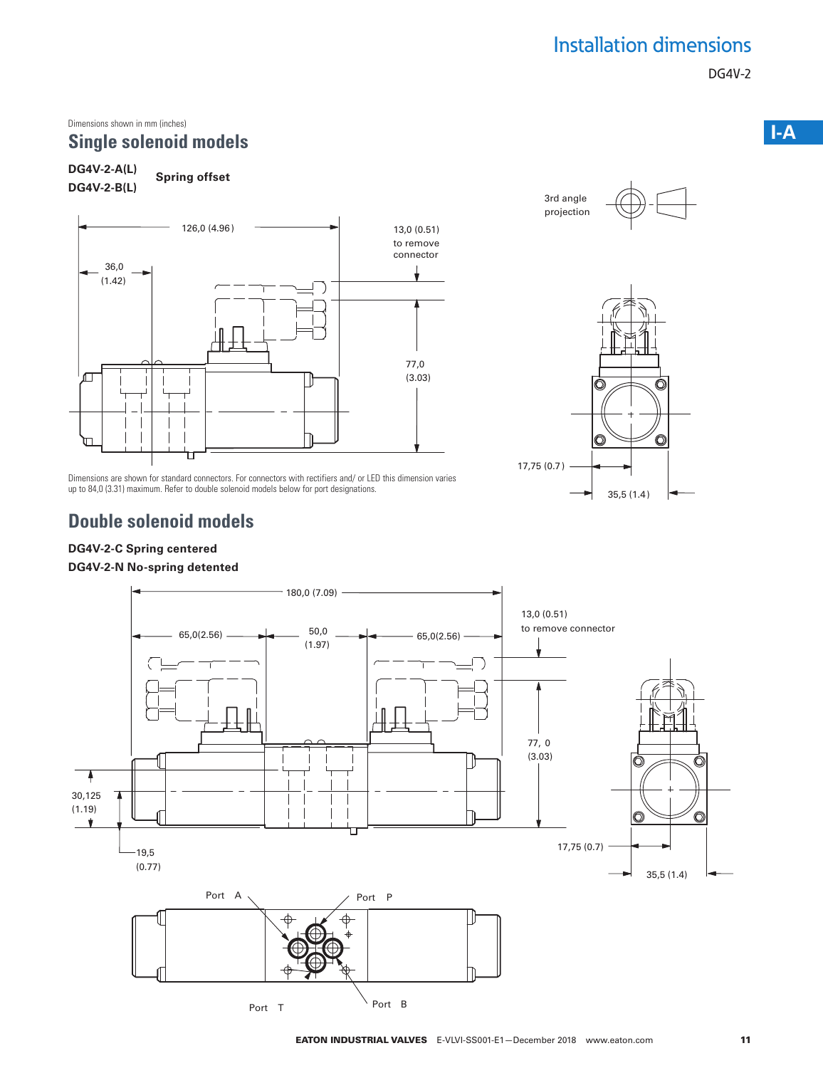# Installation dimensions

DG4V-2

Dimensions shown in mm (inches)

## Single solenoid models

**DG4V-2-A(L)** **Spring offset**
**DG4V-2-B(L)**

126,0 (4.96)

13,0 (0.51)
to remove
connector

36,0
(1.42)

77,0
(3.03)

3rd angle
projection

17,75 (0.7)

35,5 (1.4)

Dimensions are shown for standard connectors. For connectors with rectifiers and/ or LED this dimension varies up to 84,0 (3.31) maximum. Refer to double solenoid models below for port designations.

## Double solenoid models

**DG4V-2-C Spring centered**
**DG4V-2-N No-spring detented**

180,0 (7.09)

65,0(2.56)

50,0
(1.97)

65,0(2.56)

13,0 (0.51)
to remove connector

77, 0
(3.03)

30,125
(1.19)

19,5
(0.77)

17,75 (0.7)

35,5 (1.4)

Port A

Port P

Port T

Port B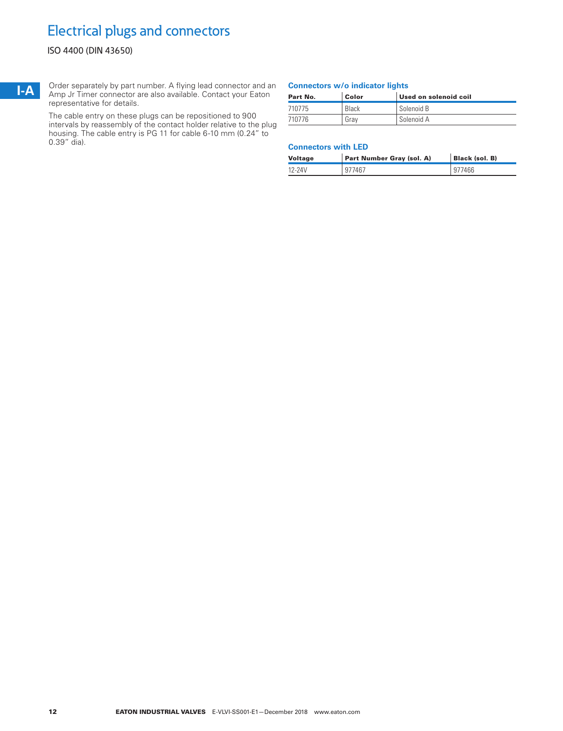# Electrical plugs and connectors

ISO 4400 (DIN 43650)

Order separately by part number. A flying lead connector and an Amp Jr Timer connector are also available. Contact your Eaton representative for details.

The cable entry on these plugs can be repositioned to 900 intervals by reassembly of the contact holder relative to the plug housing. The cable entry is PG 11 for cable 6-10 mm (0.24" to 0.39" dia).

### Connectors w/o indicator lights

| Part No. | Color | Used on solenoid coil |
|---|---|---|
| 710775 | Black | Solenoid B |
| 710776 | Gray | Solenoid A |

### Connectors with LED

| Voltage | Part Number Gray (sol. A) | Black (sol. B) |
|---|---|---|
| 12-24V | 977467 | 977466 |